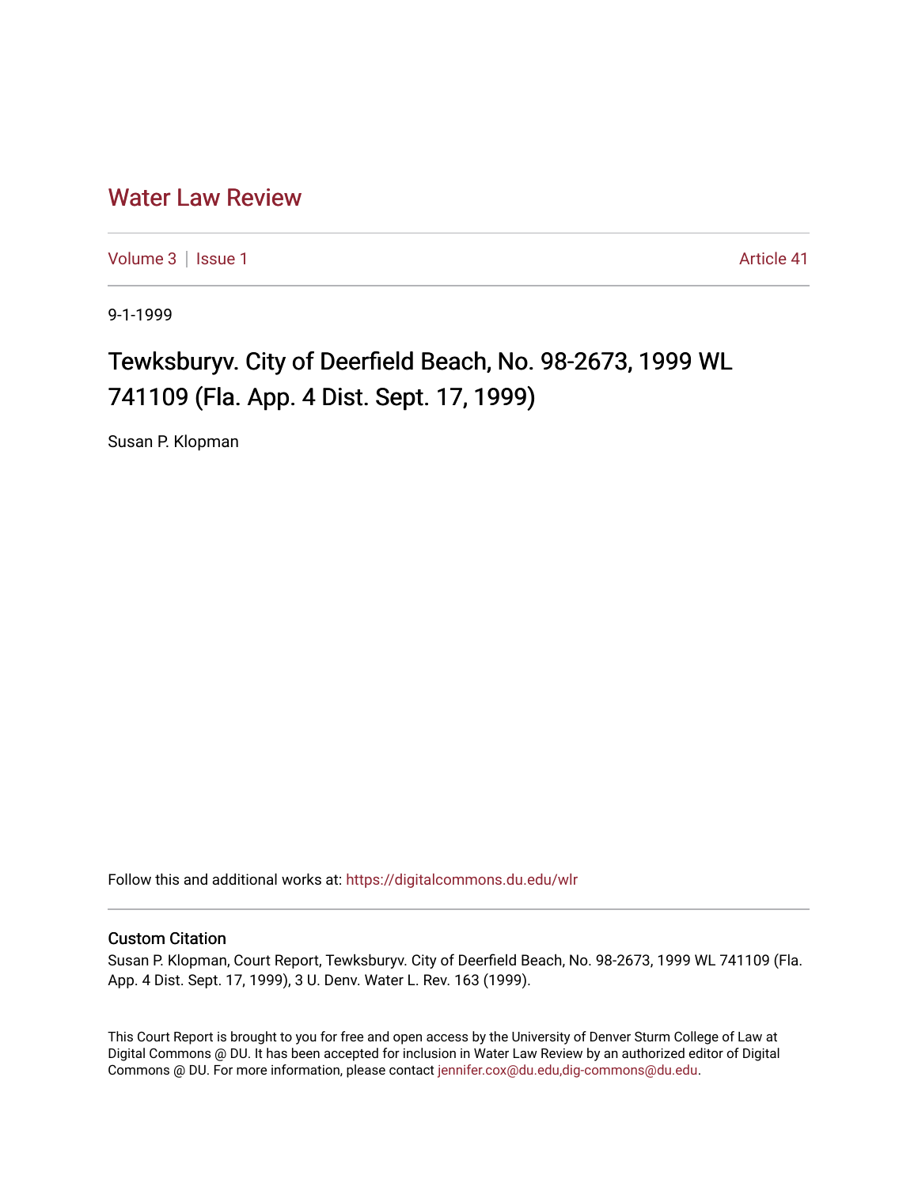# Water Law Review

Volume 3 | Issue 1 Article 41

9-1-1999

## Tewksburyv. City of Deerfield Beach, No. 98-2673, 1999 WL 741109 (Fla. App. 4 Dist. Sept. 17, 1999)

Susan P. Klopman

Follow this and additional works at: https://digitalcommons.du.edu/wlr

### Custom Citation

Susan P. Klopman, Court Report, Tewksburyv. City of Deerfield Beach, No. 98-2673, 1999 WL 741109 (Fla. App. 4 Dist. Sept. 17, 1999), 3 U. Denv. Water L. Rev. 163 (1999).

This Court Report is brought to you for free and open access by the University of Denver Sturm College of Law at Digital Commons @ DU. It has been accepted for inclusion in Water Law Review by an authorized editor of Digital Commons @ DU. For more information, please contact jennifer.cox@du.edu,dig-commons@du.edu.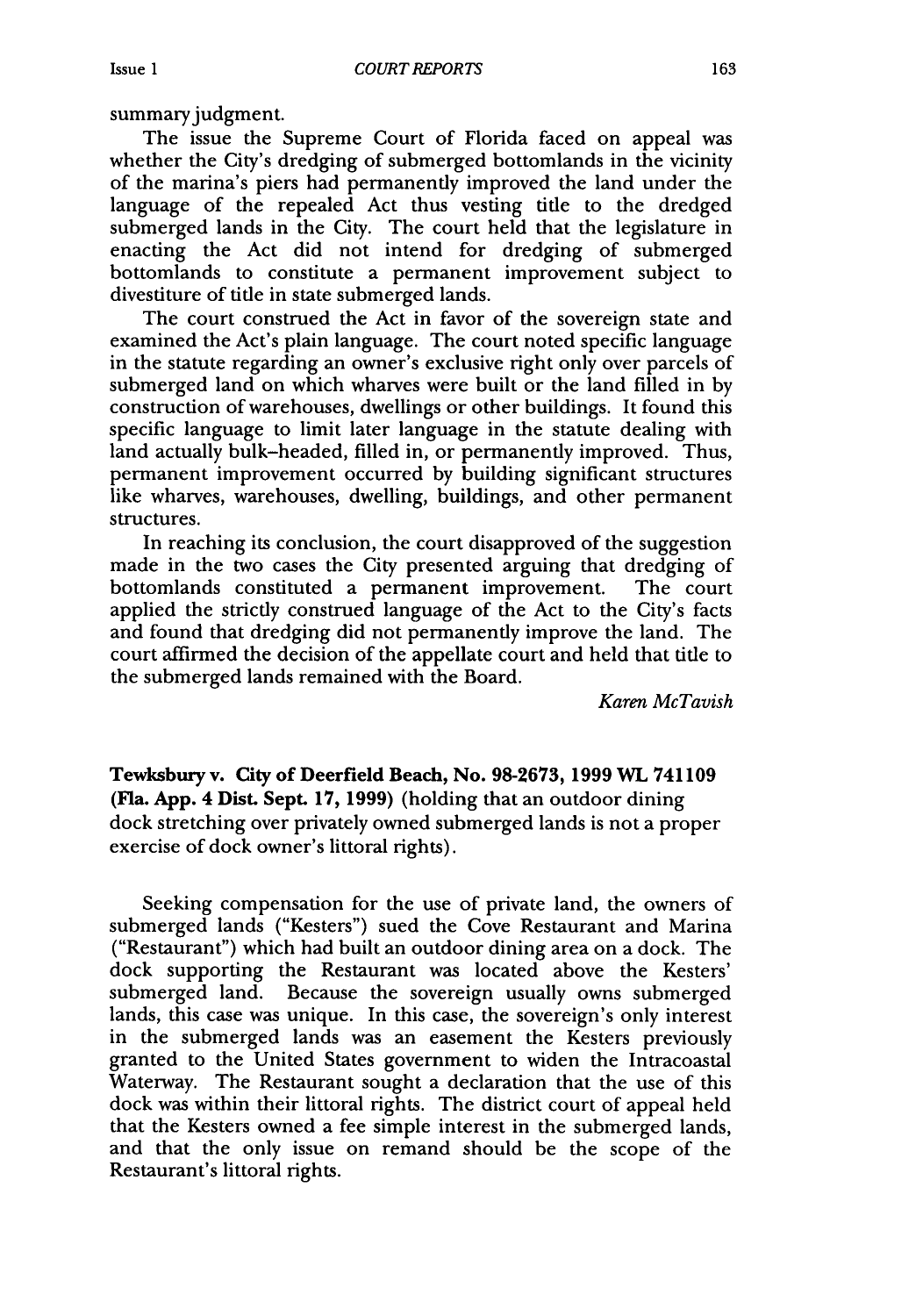summary judgment.

The issue the Supreme Court of Florida faced on appeal was whether the City's dredging of submerged bottomlands in the vicinity of the marina's piers had permanently improved the land under the language of the repealed Act thus vesting title to the dredged submerged lands in the City. The court held that the legislature in enacting the Act did not intend for dredging of submerged bottomlands to constitute a permanent improvement subject to divestiture of title in state submerged lands.

The court construed the Act in favor of the sovereign state and examined the Act's plain language. The court noted specific language in the statute regarding an owner's exclusive right only over parcels of submerged land on which wharves were built or the land filled in by construction of warehouses, dwellings or other buildings. It found this specific language to limit later language in the statute dealing with land actually bulk-headed, filled in, or permanently improved. Thus, permanent improvement occurred by building significant structures like wharves, warehouses, dwelling, buildings, and other permanent structures.

In reaching its conclusion, the court disapproved of the suggestion made in the two cases the City presented arguing that dredging of bottomlands constituted a permanent improvement. The court applied the strictly construed language of the Act to the City's facts and found that dredging did not permanently improve the land. The court affirmed the decision of the appellate court and held that title to the submerged lands remained with the Board.

*Karen McTavish*

**Tewksbury v. City of Deerfield Beach, No. 98-2673, 1999 WL 741109 (Fla. App. 4 Dist. Sept. 17, 1999)** (holding that an outdoor dining dock stretching over privately owned submerged lands is not a proper exercise of dock owner's littoral rights).

Seeking compensation for the use of private land, the owners of submerged lands ("Kesters") sued the Cove Restaurant and Marina ("Restaurant") which had built an outdoor dining area on a dock. The dock supporting the Restaurant was located above the Kesters' submerged land. Because the sovereign usually owns submerged lands, this case was unique. In this case, the sovereign's only interest in the submerged lands was an easement the Kesters previously granted to the United States government to widen the Intracoastal Waterway. The Restaurant sought a declaration that the use of this dock was within their littoral rights. The district court of appeal held that the Kesters owned a fee simple interest in the submerged lands, and that the only issue on remand should be the scope of the Restaurant's littoral rights.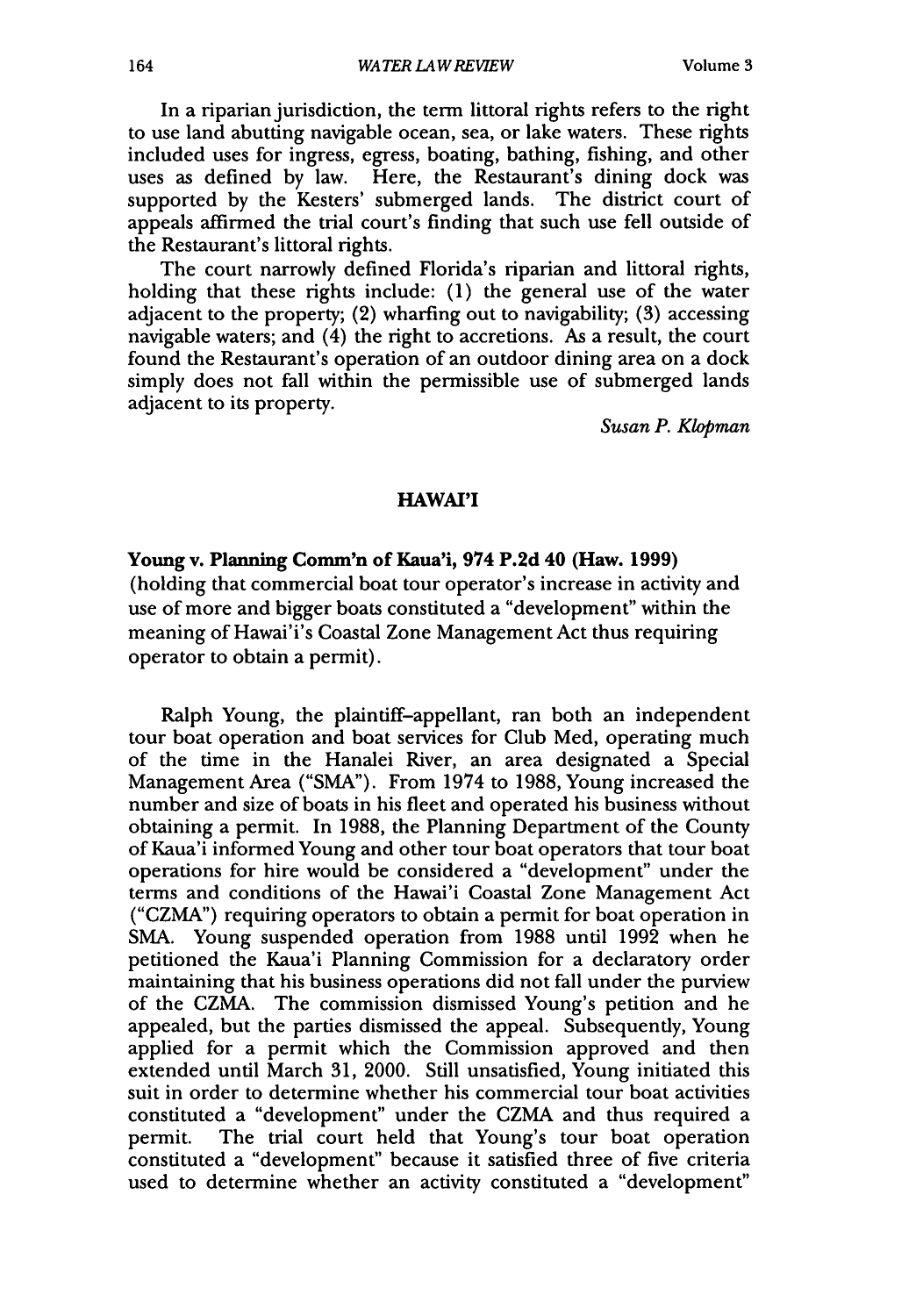In a riparian jurisdiction, the term littoral rights refers to the right to use land abutting navigable ocean, sea, or lake waters. These rights included uses for ingress, egress, boating, bathing, fishing, and other uses as defined by law. Here, the Restaurant's dining dock was supported by the Kesters' submerged lands. The district court of appeals affirmed the trial court's finding that such use fell outside of the Restaurant's littoral rights.

The court narrowly defined Florida's riparian and littoral rights, holding that these rights include: (1) the general use of the water adjacent to the property; (2) wharfing out to navigability; (3) accessing navigable waters; and (4) the right to accretions. As a result, the court found the Restaurant's operation of an outdoor dining area on a dock simply does not fall within the permissible use of submerged lands adjacent to its property.

*Susan P. Klopman*

## HAWAI'I

**Young v. Planning Comm'n of Kaua'i, 974 P.2d 40 (Haw. 1999)** (holding that commercial boat tour operator's increase in activity and use of more and bigger boats constituted a "development" within the meaning of Hawai'i's Coastal Zone Management Act thus requiring operator to obtain a permit).

Ralph Young, the plaintiff-appellant, ran both an independent tour boat operation and boat services for Club Med, operating much of the time in the Hanalei River, an area designated a Special Management Area ("SMA"). From 1974 to 1988, Young increased the number and size of boats in his fleet and operated his business without obtaining a permit. In 1988, the Planning Department of the County of Kaua'i informed Young and other tour boat operators that tour boat operations for hire would be considered a "development" under the terms and conditions of the Hawai'i Coastal Zone Management Act ("CZMA") requiring operators to obtain a permit for boat operation in SMA. Young suspended operation from 1988 until 1992 when he petitioned the Kaua'i Planning Commission for a declaratory order maintaining that his business operations did not fall under the purview of the CZMA. The commission dismissed Young's petition and he appealed, but the parties dismissed the appeal. Subsequently, Young applied for a permit which the Commission approved and then extended until March 31, 2000. Still unsatisfied, Young initiated this suit in order to determine whether his commercial tour boat activities constituted a "development" under the CZMA and thus required a permit. The trial court held that Young's tour boat operation constituted a "development" because it satisfied three of five criteria used to determine whether an activity constituted a "development"